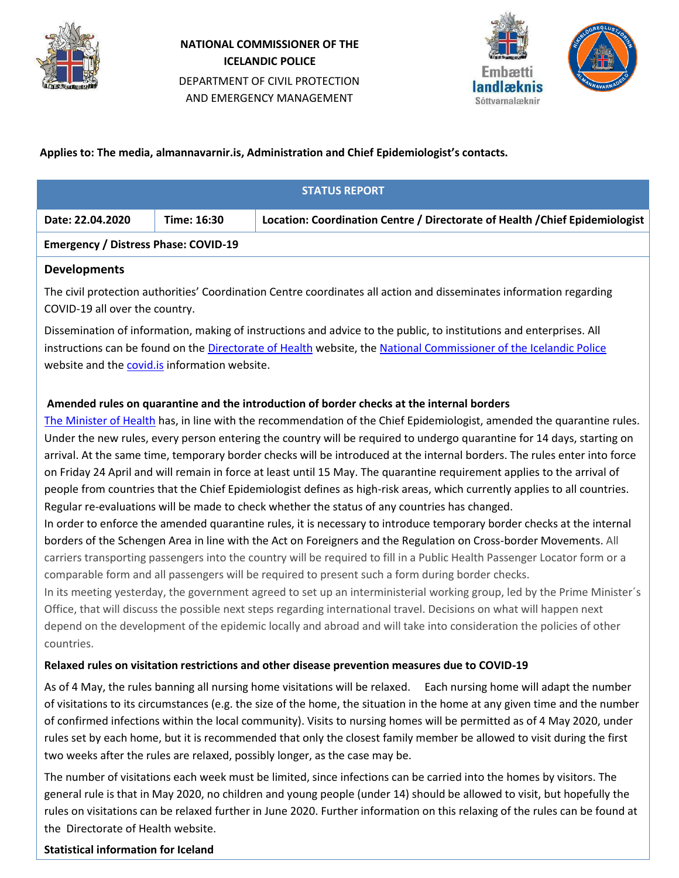**NATIONAL COMMISSIONER OF THE ICELANDIC POLICE**

DEPARTMENT OF CIVIL PROTECTION AND EMERGENCY MANAGEMENT

**Applies to: The media, almannavarnir.is, Administration and Chief Epidemiologist's contacts.**

| STATUS REPORT | | |
|---|---|---|
| **Date: 22.04.2020** | **Time: 16:30** | **Location: Coordination Centre / Directorate of Health /Chief Epidemiologist** |
| **Emergency / Distress Phase: COVID-19** | | |

## Developments

The civil protection authorities' Coordination Centre coordinates all action and disseminates information regarding COVID-19 all over the country.

Dissemination of information, making of instructions and advice to the public, to institutions and enterprises. All instructions can be found on the Directorate of Health website, the National Commissioner of the Icelandic Police website and the covid.is information website.

**Amended rules on quarantine and the introduction of border checks at the internal borders**

The Minister of Health has, in line with the recommendation of the Chief Epidemiologist, amended the quarantine rules. Under the new rules, every person entering the country will be required to undergo quarantine for 14 days, starting on arrival. At the same time, temporary border checks will be introduced at the internal borders. The rules enter into force on Friday 24 April and will remain in force at least until 15 May. The quarantine requirement applies to the arrival of people from countries that the Chief Epidemiologist defines as high-risk areas, which currently applies to all countries. Regular re-evaluations will be made to check whether the status of any countries has changed.

In order to enforce the amended quarantine rules, it is necessary to introduce temporary border checks at the internal borders of the Schengen Area in line with the Act on Foreigners and the Regulation on Cross-border Movements. All carriers transporting passengers into the country will be required to fill in a Public Health Passenger Locator form or a comparable form and all passengers will be required to present such a form during border checks.

In its meeting yesterday, the government agreed to set up an interministerial working group, led by the Prime Minister´s Office, that will discuss the possible next steps regarding international travel. Decisions on what will happen next depend on the development of the epidemic locally and abroad and will take into consideration the policies of other countries.

**Relaxed rules on visitation restrictions and other disease prevention measures due to COVID-19**

As of 4 May, the rules banning all nursing home visitations will be relaxed. Each nursing home will adapt the number of visitations to its circumstances (e.g. the size of the home, the situation in the home at any given time and the number of confirmed infections within the local community). Visits to nursing homes will be permitted as of 4 May 2020, under rules set by each home, but it is recommended that only the closest family member be allowed to visit during the first two weeks after the rules are relaxed, possibly longer, as the case may be.

The number of visitations each week must be limited, since infections can be carried into the homes by visitors. The general rule is that in May 2020, no children and young people (under 14) should be allowed to visit, but hopefully the rules on visitations can be relaxed further in June 2020. Further information on this relaxing of the rules can be found at the Directorate of Health website.

**Statistical information for Iceland**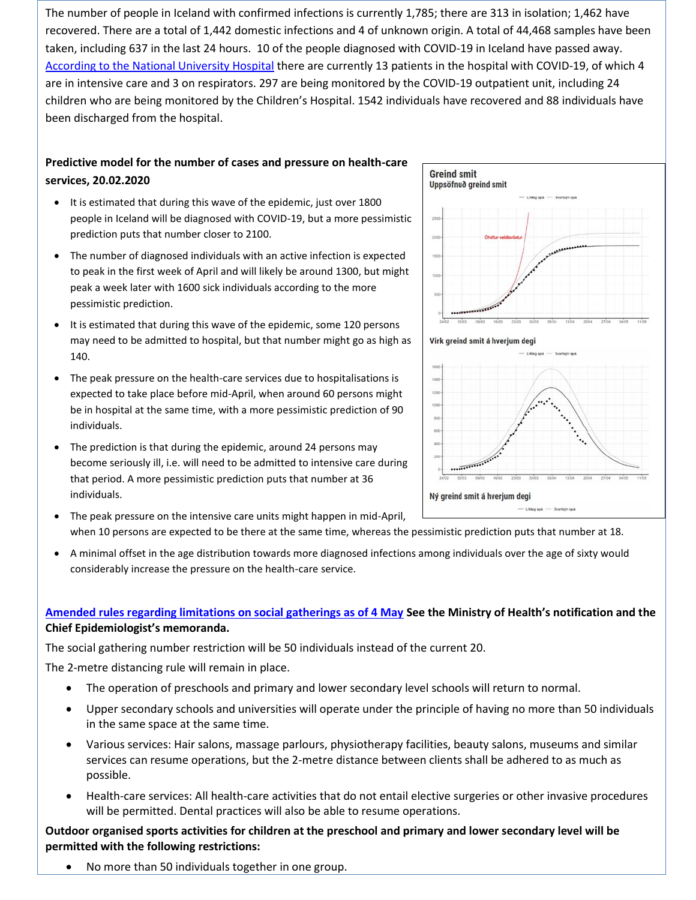The number of people in Iceland with confirmed infections is currently 1,785; there are 313 in isolation; 1,462 have recovered. There are a total of 1,442 domestic infections and 4 of unknown origin. A total of 44,468 samples have been taken, including 637 in the last 24 hours. 10 of the people diagnosed with COVID-19 in Iceland have passed away. According to the National University Hospital there are currently 13 patients in the hospital with COVID-19, of which 4 are in intensive care and 3 on respirators. 297 are being monitored by the COVID-19 outpatient unit, including 24 children who are being monitored by the Children's Hospital. 1542 individuals have recovered and 88 individuals have been discharged from the hospital.

**Predictive model for the number of cases and pressure on health-care services, 20.02.2020**

- It is estimated that during this wave of the epidemic, just over 1800 people in Iceland will be diagnosed with COVID-19, but a more pessimistic prediction puts that number closer to 2100.
- The number of diagnosed individuals with an active infection is expected to peak in the first week of April and will likely be around 1300, but might peak a week later with 1600 sick individuals according to the more pessimistic prediction.
- It is estimated that during this wave of the epidemic, some 120 persons may need to be admitted to hospital, but that number might go as high as 140.
- The peak pressure on the health-care services due to hospitalisations is expected to take place before mid-April, when around 60 persons might be in hospital at the same time, with a more pessimistic prediction of 90 individuals.
- The prediction is that during the epidemic, around 24 persons may become seriously ill, i.e. will need to be admitted to intensive care during that period. A more pessimistic prediction puts that number at 36 individuals.
- The peak pressure on the intensive care units might happen in mid-April, when 10 persons are expected to be there at the same time, whereas the pessimistic prediction puts that number at 18.
- A minimal offset in the age distribution towards more diagnosed infections among individuals over the age of sixty would considerably increase the pressure on the health-care service.

**Amended rules regarding limitations on social gatherings as of 4 May See the Ministry of Health's notification and the Chief Epidemiologist's memoranda.**

The social gathering number restriction will be 50 individuals instead of the current 20.

The 2-metre distancing rule will remain in place.

- The operation of preschools and primary and lower secondary level schools will return to normal.
- Upper secondary schools and universities will operate under the principle of having no more than 50 individuals in the same space at the same time.
- Various services: Hair salons, massage parlours, physiotherapy facilities, beauty salons, museums and similar services can resume operations, but the 2-metre distance between clients shall be adhered to as much as possible.
- Health-care services: All health-care activities that do not entail elective surgeries or other invasive procedures will be permitted. Dental practices will also be able to resume operations.

**Outdoor organised sports activities for children at the preschool and primary and lower secondary level will be permitted with the following restrictions:**

- No more than 50 individuals together in one group.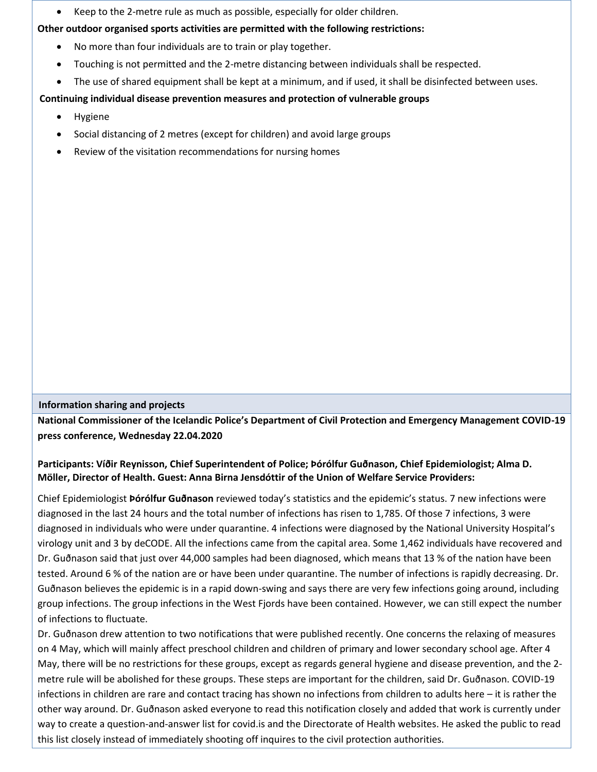- Keep to the 2-metre rule as much as possible, especially for older children.

**Other outdoor organised sports activities are permitted with the following restrictions:**

- No more than four individuals are to train or play together.
- Touching is not permitted and the 2-metre distancing between individuals shall be respected.
- The use of shared equipment shall be kept at a minimum, and if used, it shall be disinfected between uses.

**Continuing individual disease prevention measures and protection of vulnerable groups**

- Hygiene
- Social distancing of 2 metres (except for children) and avoid large groups
- Review of the visitation recommendations for nursing homes

## Information sharing and projects

**National Commissioner of the Icelandic Police's Department of Civil Protection and Emergency Management COVID-19 press conference, Wednesday 22.04.2020**

**Participants: Víðir Reynisson, Chief Superintendent of Police; Þórólfur Guðnason, Chief Epidemiologist; Alma D. Möller, Director of Health. Guest: Anna Birna Jensdóttir of the Union of Welfare Service Providers:**

Chief Epidemiologist **Þórólfur Guðnason** reviewed today's statistics and the epidemic's status. 7 new infections were diagnosed in the last 24 hours and the total number of infections has risen to 1,785. Of those 7 infections, 3 were diagnosed in individuals who were under quarantine. 4 infections were diagnosed by the National University Hospital's virology unit and 3 by deCODE. All the infections came from the capital area. Some 1,462 individuals have recovered and Dr. Guðnason said that just over 44,000 samples had been diagnosed, which means that 13 % of the nation have been tested. Around 6 % of the nation are or have been under quarantine. The number of infections is rapidly decreasing. Dr. Guðnason believes the epidemic is in a rapid down-swing and says there are very few infections going around, including group infections. The group infections in the West Fjords have been contained. However, we can still expect the number of infections to fluctuate.

Dr. Guðnason drew attention to two notifications that were published recently. One concerns the relaxing of measures on 4 May, which will mainly affect preschool children and children of primary and lower secondary school age. After 4 May, there will be no restrictions for these groups, except as regards general hygiene and disease prevention, and the 2-metre rule will be abolished for these groups. These steps are important for the children, said Dr. Guðnason. COVID-19 infections in children are rare and contact tracing has shown no infections from children to adults here – it is rather the other way around. Dr. Guðnason asked everyone to read this notification closely and added that work is currently under way to create a question-and-answer list for covid.is and the Directorate of Health websites. He asked the public to read this list closely instead of immediately shooting off inquires to the civil protection authorities.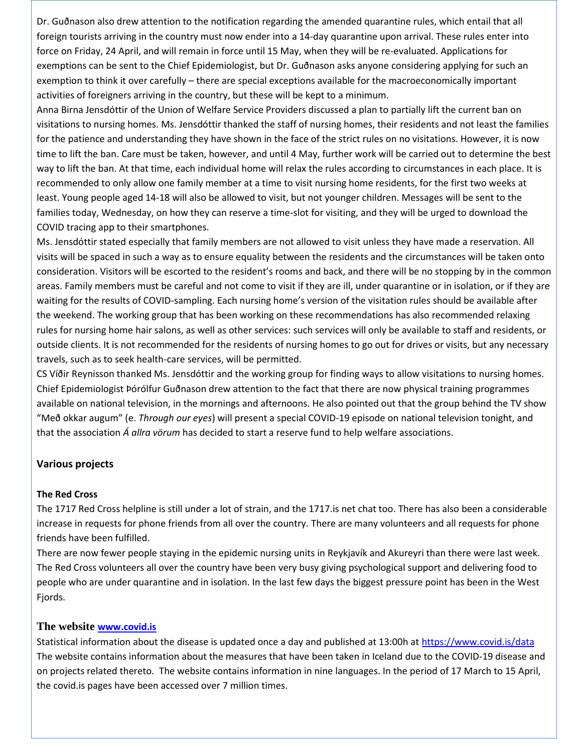Dr. Guðnason also drew attention to the notification regarding the amended quarantine rules, which entail that all foreign tourists arriving in the country must now ender into a 14-day quarantine upon arrival. These rules enter into force on Friday, 24 April, and will remain in force until 15 May, when they will be re-evaluated. Applications for exemptions can be sent to the Chief Epidemiologist, but Dr. Guðnason asks anyone considering applying for such an exemption to think it over carefully – there are special exceptions available for the macroeconomically important activities of foreigners arriving in the country, but these will be kept to a minimum.

Anna Birna Jensdóttir of the Union of Welfare Service Providers discussed a plan to partially lift the current ban on visitations to nursing homes. Ms. Jensdóttir thanked the staff of nursing homes, their residents and not least the families for the patience and understanding they have shown in the face of the strict rules on no visitations. However, it is now time to lift the ban. Care must be taken, however, and until 4 May, further work will be carried out to determine the best way to lift the ban. At that time, each individual home will relax the rules according to circumstances in each place. It is recommended to only allow one family member at a time to visit nursing home residents, for the first two weeks at least. Young people aged 14-18 will also be allowed to visit, but not younger children. Messages will be sent to the families today, Wednesday, on how they can reserve a time-slot for visiting, and they will be urged to download the COVID tracing app to their smartphones.

Ms. Jensdóttir stated especially that family members are not allowed to visit unless they have made a reservation. All visits will be spaced in such a way as to ensure equality between the residents and the circumstances will be taken onto consideration. Visitors will be escorted to the resident's rooms and back, and there will be no stopping by in the common areas. Family members must be careful and not come to visit if they are ill, under quarantine or in isolation, or if they are waiting for the results of COVID-sampling. Each nursing home's version of the visitation rules should be available after the weekend. The working group that has been working on these recommendations has also recommended relaxing rules for nursing home hair salons, as well as other services: such services will only be available to staff and residents, or outside clients. It is not recommended for the residents of nursing homes to go out for drives or visits, but any necessary travels, such as to seek health-care services, will be permitted.

CS Víðir Reynisson thanked Ms. Jensdóttir and the working group for finding ways to allow visitations to nursing homes. Chief Epidemiologist Þórólfur Guðnason drew attention to the fact that there are now physical training programmes available on national television, in the mornings and afternoons. He also pointed out that the group behind the TV show "Með okkar augum" (e. *Through our eyes*) will present a special COVID-19 episode on national television tonight, and that the association *Á allra vörum* has decided to start a reserve fund to help welfare associations.

## Various projects

### The Red Cross

The 1717 Red Cross helpline is still under a lot of strain, and the 1717.is net chat too. There has also been a considerable increase in requests for phone friends from all over the country. There are many volunteers and all requests for phone friends have been fulfilled.

There are now fewer people staying in the epidemic nursing units in Reykjavík and Akureyri than there were last week. The Red Cross volunteers all over the country have been very busy giving psychological support and delivering food to people who are under quarantine and in isolation. In the last few days the biggest pressure point has been in the West Fjords.

### The website [www.covid.is](http://www.covid.is)

Statistical information about the disease is updated once a day and published at 13:00h at [https://www.covid.is/data](https://www.covid.is/data)
The website contains information about the measures that have been taken in Iceland due to the COVID-19 disease and on projects related thereto. The website contains information in nine languages. In the period of 17 March to 15 April, the covid.is pages have been accessed over 7 million times.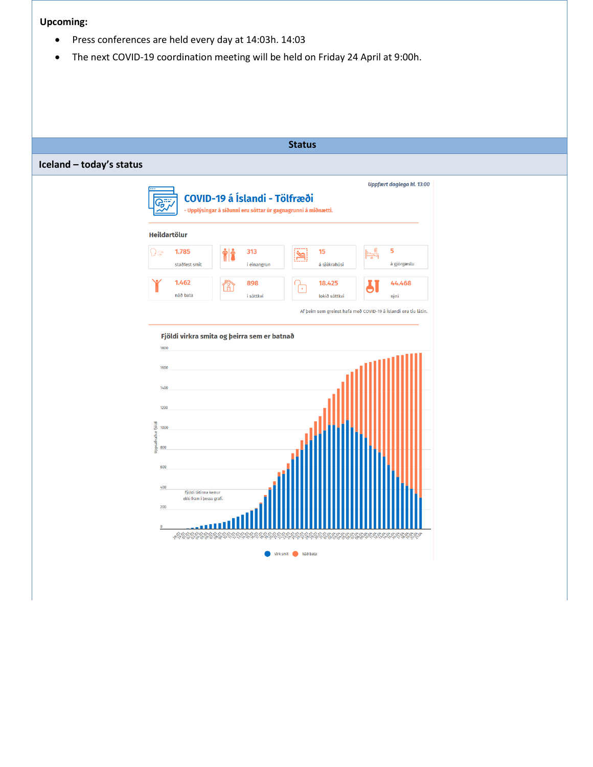**Upcoming:**

- Press conferences are held every day at 14:03h. 14:03
- The next COVID-19 coordination meeting will be held on Friday 24 April at 9:00h.

## Status

### Iceland – today's status

*Uppfært daglega kl. 13:00*

**COVID-19 á Íslandi - Tölfræði**

- Upplýsingar á síðunni eru sóttar úr gagnagrunni á miðnætti.

**Heildartölur**

| | | | |
|---|---|---|---|
| 1.785 staðfest smit | 313 í einangrun | 15 á sjúkrahúsi | 5 á gjörgæslu |
| 1.462 náð bata | 898 í sóttkví | 18.425 lokið sóttkví | 44.468 sýni |

Af þeim sem greinst hafa með COVID-19 á Íslandi eru tíu látin.

**Fjöldi virkra smita og þeirra sem er batnað**

Fjöldi látinna kemur ekki fram í þessu grafi.

Virk smit · Náð bata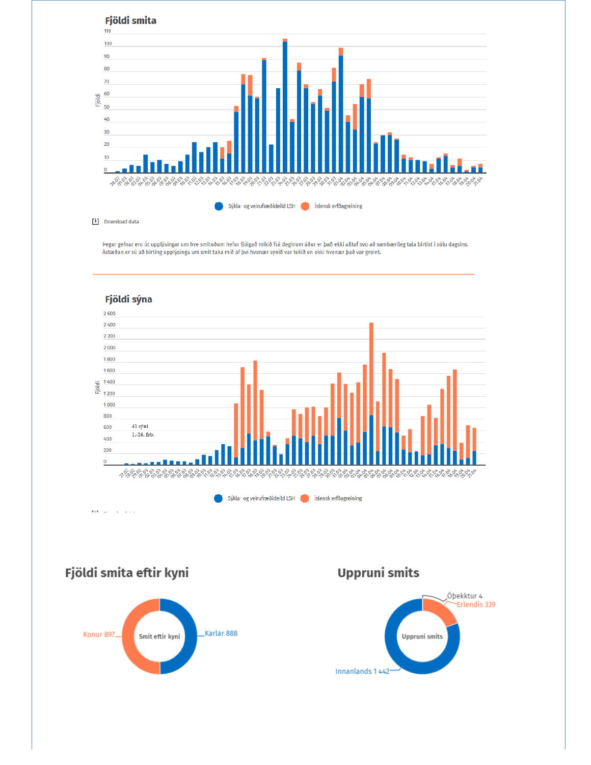## Fjöldi smita

Fjöldi

Sýkla- og veirufræðideild LSH   Íslensk erfðagreining

Download data

Þegar gefnar eru út upplýsingar um hve smituðum hefur fjölgað mikið frá deginum áður er það ekki alltaf svo að sambærileg tala birtist í súlu dagsins. Ástæðan er sú að birting upplýsinga um smit taka mið af því hvenær sýnið var tekið en ekki hvenær það var greint.

## Fjöldi sýna

Fjöldi

41 sýni
1.-26. feb.

Sýkla- og veirufræðideild LSH   Íslensk erfðagreining

## Fjöldi smita eftir kyni

Smit eftir kyni

Konur 897   Karlar 888

## Uppruni smits

Uppruni smits

Óþekktur 4   Erlendis 339   Innanlands 1 442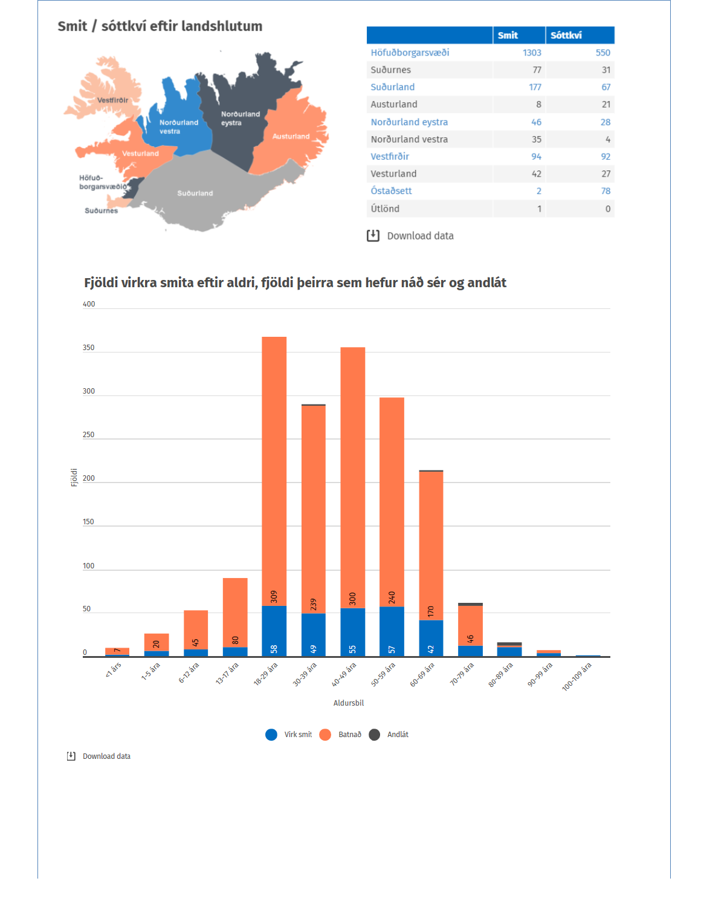## Smit / sóttkví eftir landshlutum

| | Smit | Sóttkví |
|---|---|---|
| Höfuðborgarsvæði | 1303 | 550 |
| Suðurnes | 77 | 31 |
| Suðurland | 177 | 67 |
| Austurland | 8 | 21 |
| Norðurland eystra | 46 | 28 |
| Norðurland vestra | 35 | 4 |
| Vestfirðir | 94 | 92 |
| Vesturland | 42 | 27 |
| Óstaðsett | 2 | 78 |
| Útlönd | 1 | 0 |

Download data

## Fjöldi virkra smita eftir aldri, fjöldi þeirra sem hefur náð sér og andlát

| Aldursbil | Virk smit | Batnað |
|---|---|---|
| <1 árs | | 7 |
| 1-5 ára | | 20 |
| 6-12 ára | | 45 |
| 13-17 ára | | 80 |
| 18-29 ára | 58 | 309 |
| 30-39 ára | 49 | 239 |
| 40-49 ára | 55 | 300 |
| 50-59 ára | 57 | 240 |
| 60-69 ára | 42 | 170 |
| 70-79 ára | | 46 |
| 80-89 ára | | |
| 90-99 ára | | |
| 100-109 ára | | |

Virk smit · Batnað · Andlát

Download data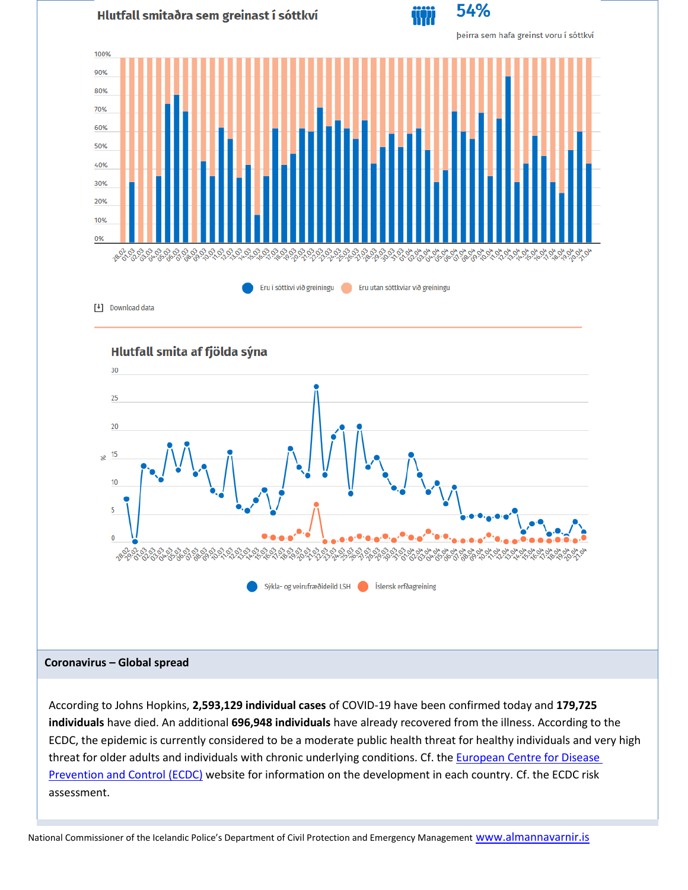## Hlutfall smitaðra sem greinast í sóttkví

54%

þeirra sem hafa greinst voru í sóttkví

100%
90%
80%
70%
60%
50%
40%
30%
20%
10%
0%

28.02 01.03 02.03 03.03 04.03 05.03 06.03 07.03 08.03 09.03 10.03 11.03 12.03 13.03 14.03 15.03 16.03 17.03 18.03 19.03 20.03 21.03 22.03 23.03 24.03 25.03 26.03 27.03 28.03 29.03 30.03 31.03 01.04 02.04 03.04 04.04 05.04 06.04 07.04 08.04 09.04 10.04 11.04 12.04 13.04 14.04 15.04 16.04 17.04 18.04 19.04 20.04 21.04

Eru í sóttkví við greiningu
Eru utan sóttkvíar við greiningu

Download data

## Hlutfall smita af fjölda sýna

30
25
20
15
10
5
0

%

28.02 29.02 01.03 02.03 03.03 04.03 05.03 06.03 07.03 08.03 09.03 10.03 11.03 12.03 13.03 14.03 15.03 16.03 17.03 18.03 19.03 20.03 21.03 22.03 23.03 24.03 25.03 26.03 27.03 28.03 29.03 30.03 31.03 01.04 02.04 03.04 04.04 05.04 06.04 07.04 08.04 09.04 10.04 11.04 12.04 13.04 14.04 15.04 16.04 17.04 18.04 19.04 20.04 21.04

Sýkla- og veirufræðideild LSH
Íslensk erfðagreining

## Coronavirus – Global spread

According to Johns Hopkins, **2,593,129 individual cases** of COVID-19 have been confirmed today and **179,725 individuals** have died. An additional **696,948 individuals** have already recovered from the illness. According to the ECDC, the epidemic is currently considered to be a moderate public health threat for healthy individuals and very high threat for older adults and individuals with chronic underlying conditions. Cf. the European Centre for Disease Prevention and Control (ECDC) website for information on the development in each country. Cf. the ECDC risk assessment.

National Commissioner of the Icelandic Police's Department of Civil Protection and Emergency Management www.almannavarnir.is